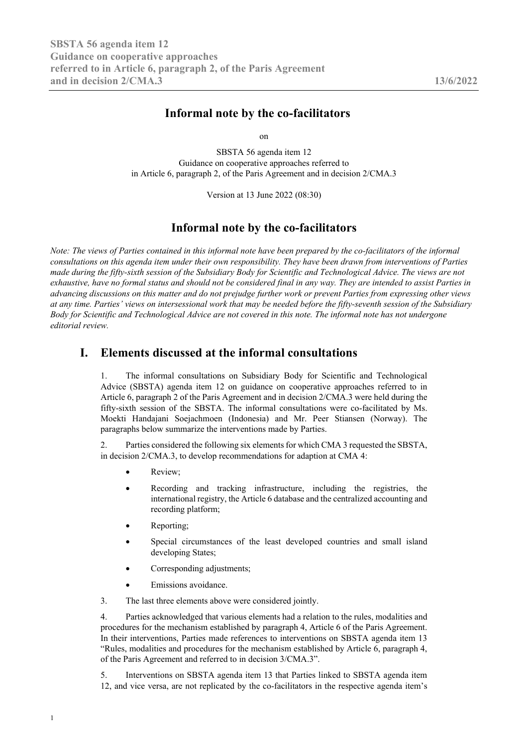# Informal note by the co-facilitators

on

SBSTA 56 agenda item 12
Guidance on cooperative approaches referred to
in Article 6, paragraph 2, of the Paris Agreement and in decision 2/CMA.3

Version at 13 June 2022 (08:30)

# Informal note by the co-facilitators

*Note: The views of Parties contained in this informal note have been prepared by the co-facilitators of the informal consultations on this agenda item under their own responsibility. They have been drawn from interventions of Parties made during the fifty-sixth session of the Subsidiary Body for Scientific and Technological Advice. The views are not exhaustive, have no formal status and should not be considered final in any way. They are intended to assist Parties in advancing discussions on this matter and do not prejudge further work or prevent Parties from expressing other views at any time. Parties' views on intersessional work that may be needed before the fifty-seventh session of the Subsidiary Body for Scientific and Technological Advice are not covered in this note. The informal note has not undergone editorial review.*

## I. Elements discussed at the informal consultations

1. The informal consultations on Subsidiary Body for Scientific and Technological Advice (SBSTA) agenda item 12 on guidance on cooperative approaches referred to in Article 6, paragraph 2 of the Paris Agreement and in decision 2/CMA.3 were held during the fifty-sixth session of the SBSTA. The informal consultations were co-facilitated by Ms. Moekti Handajani Soejachmoen (Indonesia) and Mr. Peer Stiansen (Norway). The paragraphs below summarize the interventions made by Parties.

2. Parties considered the following six elements for which CMA 3 requested the SBSTA, in decision 2/CMA.3, to develop recommendations for adaption at CMA 4:

- Review;
- Recording and tracking infrastructure, including the registries, the international registry, the Article 6 database and the centralized accounting and recording platform;
- Reporting;
- Special circumstances of the least developed countries and small island developing States;
- Corresponding adjustments;
- Emissions avoidance.

3. The last three elements above were considered jointly.

4. Parties acknowledged that various elements had a relation to the rules, modalities and procedures for the mechanism established by paragraph 4, Article 6 of the Paris Agreement. In their interventions, Parties made references to interventions on SBSTA agenda item 13 "Rules, modalities and procedures for the mechanism established by Article 6, paragraph 4, of the Paris Agreement and referred to in decision 3/CMA.3".

5. Interventions on SBSTA agenda item 13 that Parties linked to SBSTA agenda item 12, and vice versa, are not replicated by the co-facilitators in the respective agenda item's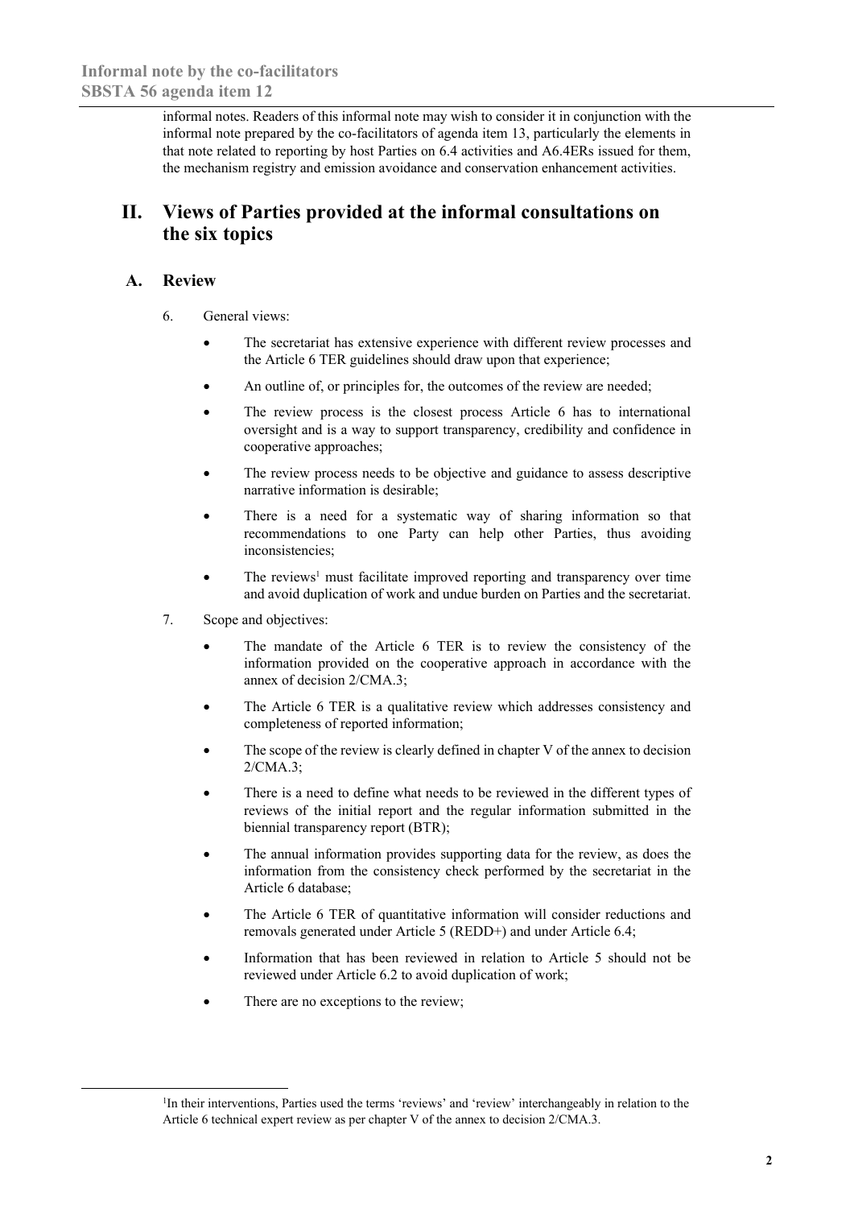informal notes. Readers of this informal note may wish to consider it in conjunction with the informal note prepared by the co-facilitators of agenda item 13, particularly the elements in that note related to reporting by host Parties on 6.4 activities and A6.4ERs issued for them, the mechanism registry and emission avoidance and conservation enhancement activities.

## II. Views of Parties provided at the informal consultations on the six topics

### A. Review

6. General views:

- The secretariat has extensive experience with different review processes and the Article 6 TER guidelines should draw upon that experience;
- An outline of, or principles for, the outcomes of the review are needed;
- The review process is the closest process Article 6 has to international oversight and is a way to support transparency, credibility and confidence in cooperative approaches;
- The review process needs to be objective and guidance to assess descriptive narrative information is desirable;
- There is a need for a systematic way of sharing information so that recommendations to one Party can help other Parties, thus avoiding inconsistencies;
- The reviews[1] must facilitate improved reporting and transparency over time and avoid duplication of work and undue burden on Parties and the secretariat.

7. Scope and objectives:

- The mandate of the Article 6 TER is to review the consistency of the information provided on the cooperative approach in accordance with the annex of decision 2/CMA.3;
- The Article 6 TER is a qualitative review which addresses consistency and completeness of reported information;
- The scope of the review is clearly defined in chapter V of the annex to decision 2/CMA.3;
- There is a need to define what needs to be reviewed in the different types of reviews of the initial report and the regular information submitted in the biennial transparency report (BTR);
- The annual information provides supporting data for the review, as does the information from the consistency check performed by the secretariat in the Article 6 database;
- The Article 6 TER of quantitative information will consider reductions and removals generated under Article 5 (REDD+) and under Article 6.4;
- Information that has been reviewed in relation to Article 5 should not be reviewed under Article 6.2 to avoid duplication of work;
- There are no exceptions to the review;

[1] In their interventions, Parties used the terms 'reviews' and 'review' interchangeably in relation to the Article 6 technical expert review as per chapter V of the annex to decision 2/CMA.3.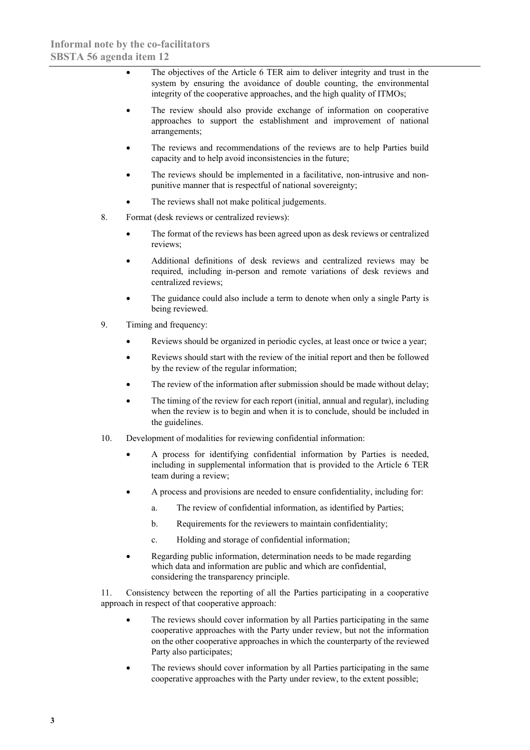- The objectives of the Article 6 TER aim to deliver integrity and trust in the system by ensuring the avoidance of double counting, the environmental integrity of the cooperative approaches, and the high quality of ITMOs;
- The review should also provide exchange of information on cooperative approaches to support the establishment and improvement of national arrangements;
- The reviews and recommendations of the reviews are to help Parties build capacity and to help avoid inconsistencies in the future;
- The reviews should be implemented in a facilitative, non-intrusive and non-punitive manner that is respectful of national sovereignty;
- The reviews shall not make political judgements.

8. Format (desk reviews or centralized reviews):

   - The format of the reviews has been agreed upon as desk reviews or centralized reviews;
   - Additional definitions of desk reviews and centralized reviews may be required, including in-person and remote variations of desk reviews and centralized reviews;
   - The guidance could also include a term to denote when only a single Party is being reviewed.

9. Timing and frequency:

   - Reviews should be organized in periodic cycles, at least once or twice a year;
   - Reviews should start with the review of the initial report and then be followed by the review of the regular information;
   - The review of the information after submission should be made without delay;
   - The timing of the review for each report (initial, annual and regular), including when the review is to begin and when it is to conclude, should be included in the guidelines.

10. Development of modalities for reviewing confidential information:

    - A process for identifying confidential information by Parties is needed, including in supplemental information that is provided to the Article 6 TER team during a review;
    - A process and provisions are needed to ensure confidentiality, including for:
      a. The review of confidential information, as identified by Parties;
      b. Requirements for the reviewers to maintain confidentiality;
      c. Holding and storage of confidential information;
    - Regarding public information, determination needs to be made regarding which data and information are public and which are confidential, considering the transparency principle.

11. Consistency between the reporting of all the Parties participating in a cooperative approach in respect of that cooperative approach:

    - The reviews should cover information by all Parties participating in the same cooperative approaches with the Party under review, but not the information on the other cooperative approaches in which the counterparty of the reviewed Party also participates;
    - The reviews should cover information by all Parties participating in the same cooperative approaches with the Party under review, to the extent possible;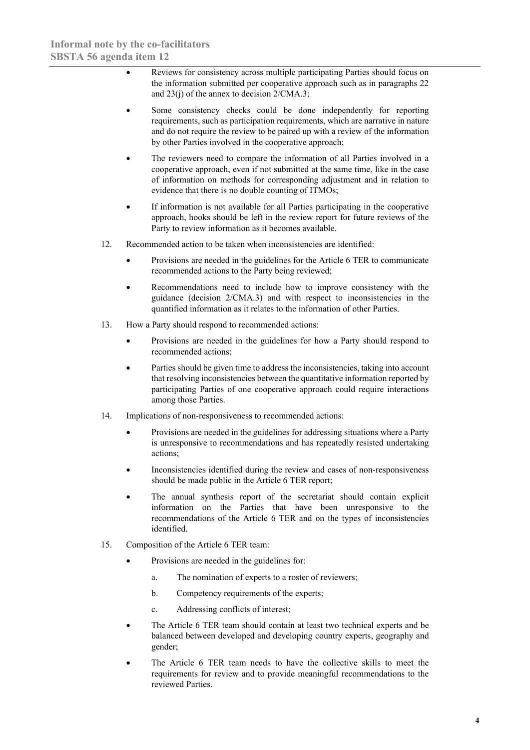- Reviews for consistency across multiple participating Parties should focus on the information submitted per cooperative approach such as in paragraphs 22 and 23(j) of the annex to decision 2/CMA.3;
- Some consistency checks could be done independently for reporting requirements, such as participation requirements, which are narrative in nature and do not require the review to be paired up with a review of the information by other Parties involved in the cooperative approach;
- The reviewers need to compare the information of all Parties involved in a cooperative approach, even if not submitted at the same time, like in the case of information on methods for corresponding adjustment and in relation to evidence that there is no double counting of ITMOs;
- If information is not available for all Parties participating in the cooperative approach, hooks should be left in the review report for future reviews of the Party to review information as it becomes available.

12. Recommended action to be taken when inconsistencies are identified:

- Provisions are needed in the guidelines for the Article 6 TER to communicate recommended actions to the Party being reviewed;
- Recommendations need to include how to improve consistency with the guidance (decision 2/CMA.3) and with respect to inconsistencies in the quantified information as it relates to the information of other Parties.

13. How a Party should respond to recommended actions:

- Provisions are needed in the guidelines for how a Party should respond to recommended actions;
- Parties should be given time to address the inconsistencies, taking into account that resolving inconsistencies between the quantitative information reported by participating Parties of one cooperative approach could require interactions among those Parties.

14. Implications of non-responsiveness to recommended actions:

- Provisions are needed in the guidelines for addressing situations where a Party is unresponsive to recommendations and has repeatedly resisted undertaking actions;
- Inconsistencies identified during the review and cases of non-responsiveness should be made public in the Article 6 TER report;
- The annual synthesis report of the secretariat should contain explicit information on the Parties that have been unresponsive to the recommendations of the Article 6 TER and on the types of inconsistencies identified.

15. Composition of the Article 6 TER team:

- Provisions are needed in the guidelines for:
    a. The nomination of experts to a roster of reviewers;
    b. Competency requirements of the experts;
    c. Addressing conflicts of interest;
- The Article 6 TER team should contain at least two technical experts and be balanced between developed and developing country experts, geography and gender;
- The Article 6 TER team needs to have the collective skills to meet the requirements for review and to provide meaningful recommendations to the reviewed Parties.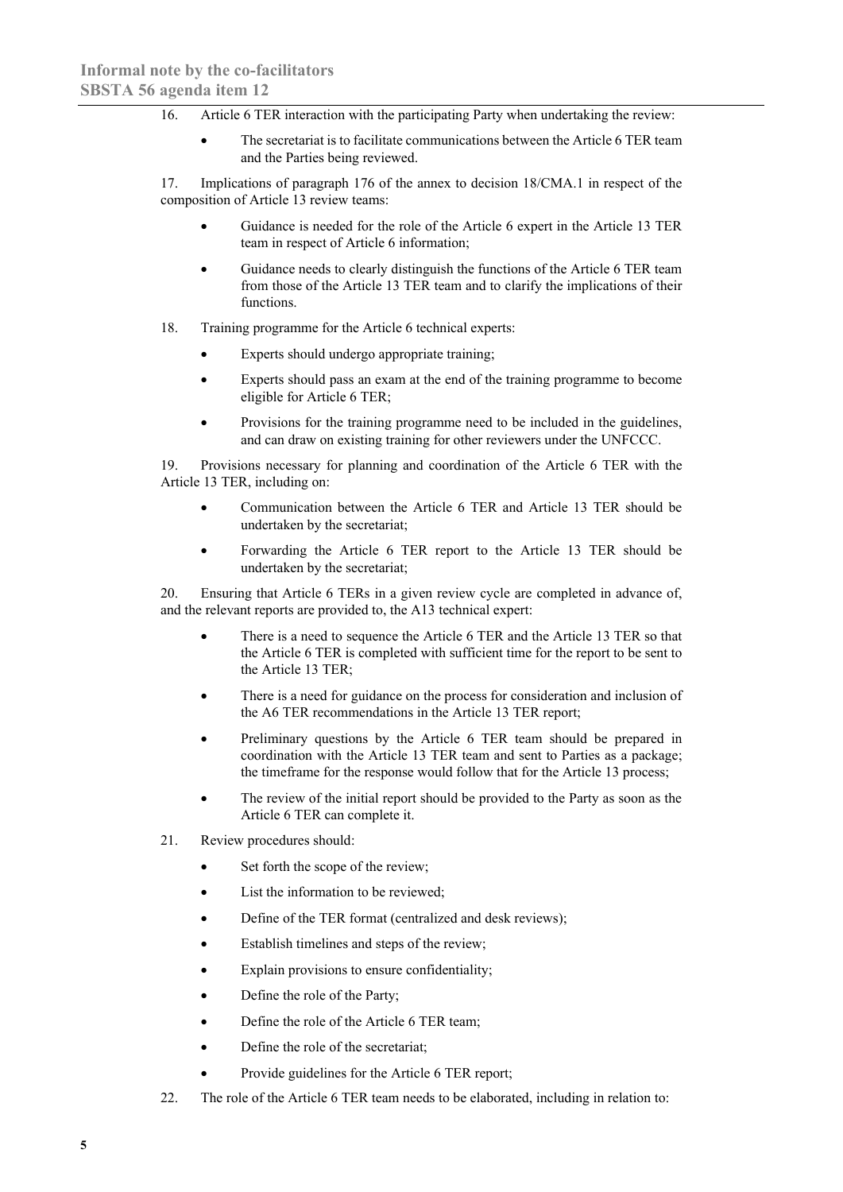16. Article 6 TER interaction with the participating Party when undertaking the review:

- The secretariat is to facilitate communications between the Article 6 TER team and the Parties being reviewed.

17. Implications of paragraph 176 of the annex to decision 18/CMA.1 in respect of the composition of Article 13 review teams:

- Guidance is needed for the role of the Article 6 expert in the Article 13 TER team in respect of Article 6 information;
- Guidance needs to clearly distinguish the functions of the Article 6 TER team from those of the Article 13 TER team and to clarify the implications of their functions.

18. Training programme for the Article 6 technical experts:

- Experts should undergo appropriate training;
- Experts should pass an exam at the end of the training programme to become eligible for Article 6 TER;
- Provisions for the training programme need to be included in the guidelines, and can draw on existing training for other reviewers under the UNFCCC.

19. Provisions necessary for planning and coordination of the Article 6 TER with the Article 13 TER, including on:

- Communication between the Article 6 TER and Article 13 TER should be undertaken by the secretariat;
- Forwarding the Article 6 TER report to the Article 13 TER should be undertaken by the secretariat;

20. Ensuring that Article 6 TERs in a given review cycle are completed in advance of, and the relevant reports are provided to, the A13 technical expert:

- There is a need to sequence the Article 6 TER and the Article 13 TER so that the Article 6 TER is completed with sufficient time for the report to be sent to the Article 13 TER;
- There is a need for guidance on the process for consideration and inclusion of the A6 TER recommendations in the Article 13 TER report;
- Preliminary questions by the Article 6 TER team should be prepared in coordination with the Article 13 TER team and sent to Parties as a package; the timeframe for the response would follow that for the Article 13 process;
- The review of the initial report should be provided to the Party as soon as the Article 6 TER can complete it.

21. Review procedures should:

- Set forth the scope of the review;
- List the information to be reviewed;
- Define of the TER format (centralized and desk reviews);
- Establish timelines and steps of the review;
- Explain provisions to ensure confidentiality;
- Define the role of the Party;
- Define the role of the Article 6 TER team;
- Define the role of the secretariat;
- Provide guidelines for the Article 6 TER report;

22. The role of the Article 6 TER team needs to be elaborated, including in relation to: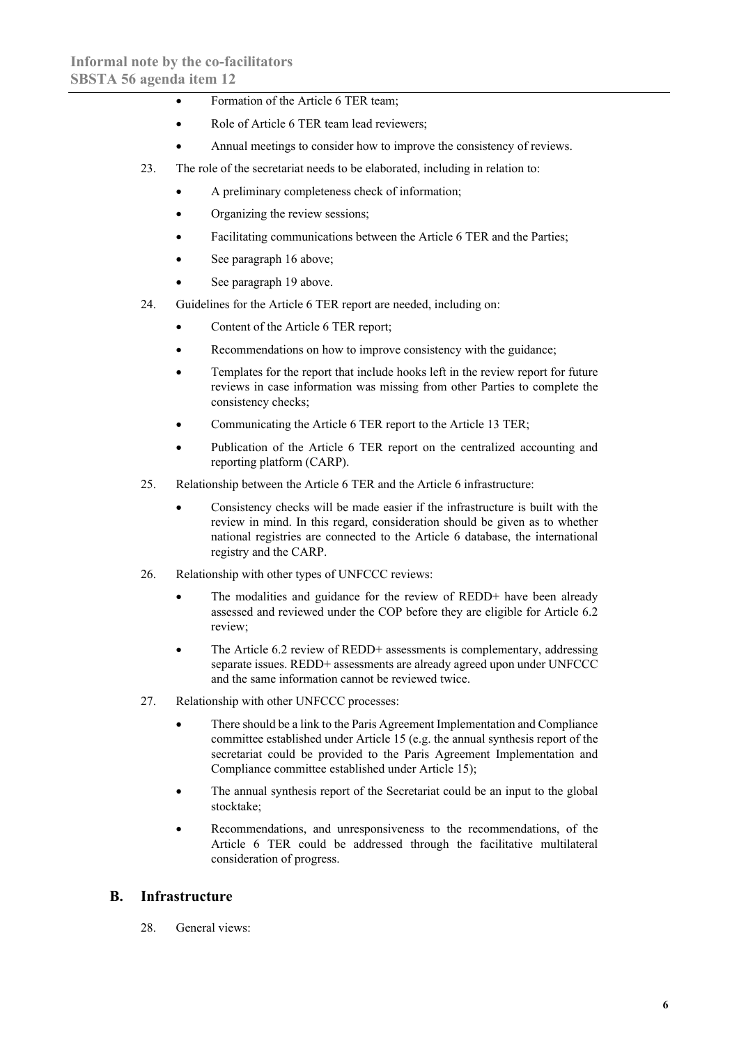- Formation of the Article 6 TER team;
- Role of Article 6 TER team lead reviewers;
- Annual meetings to consider how to improve the consistency of reviews.

23. The role of the secretariat needs to be elaborated, including in relation to:

- A preliminary completeness check of information;
- Organizing the review sessions;
- Facilitating communications between the Article 6 TER and the Parties;
- See paragraph 16 above;
- See paragraph 19 above.

24. Guidelines for the Article 6 TER report are needed, including on:

- Content of the Article 6 TER report;
- Recommendations on how to improve consistency with the guidance;
- Templates for the report that include hooks left in the review report for future reviews in case information was missing from other Parties to complete the consistency checks;
- Communicating the Article 6 TER report to the Article 13 TER;
- Publication of the Article 6 TER report on the centralized accounting and reporting platform (CARP).

25. Relationship between the Article 6 TER and the Article 6 infrastructure:

- Consistency checks will be made easier if the infrastructure is built with the review in mind. In this regard, consideration should be given as to whether national registries are connected to the Article 6 database, the international registry and the CARP.

26. Relationship with other types of UNFCCC reviews:

- The modalities and guidance for the review of REDD+ have been already assessed and reviewed under the COP before they are eligible for Article 6.2 review;
- The Article 6.2 review of REDD+ assessments is complementary, addressing separate issues. REDD+ assessments are already agreed upon under UNFCCC and the same information cannot be reviewed twice.

27. Relationship with other UNFCCC processes:

- There should be a link to the Paris Agreement Implementation and Compliance committee established under Article 15 (e.g. the annual synthesis report of the secretariat could be provided to the Paris Agreement Implementation and Compliance committee established under Article 15);
- The annual synthesis report of the Secretariat could be an input to the global stocktake;
- Recommendations, and unresponsiveness to the recommendations, of the Article 6 TER could be addressed through the facilitative multilateral consideration of progress.

## B. Infrastructure

28. General views: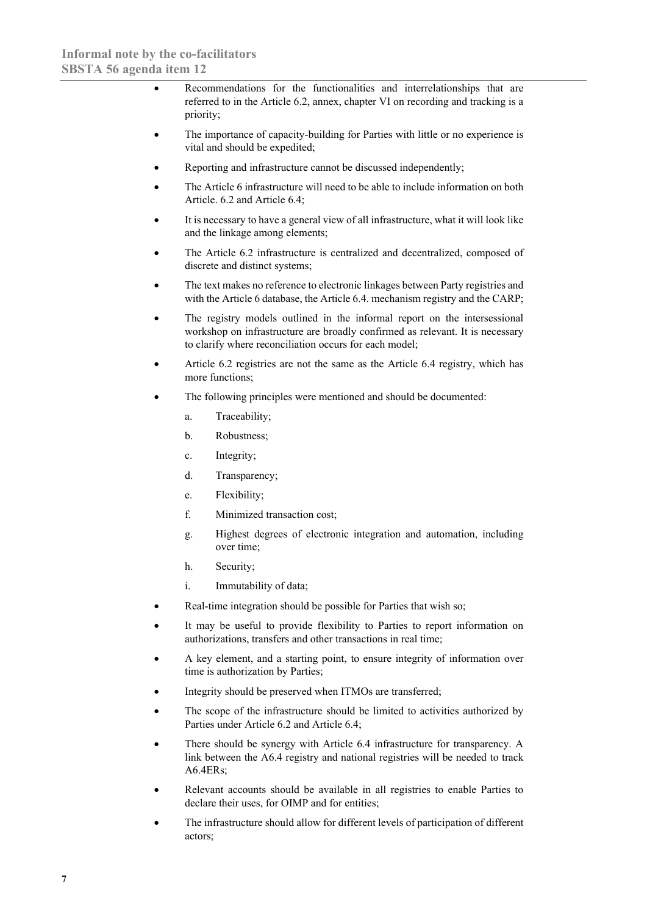- Recommendations for the functionalities and interrelationships that are referred to in the Article 6.2, annex, chapter VI on recording and tracking is a priority;
- The importance of capacity-building for Parties with little or no experience is vital and should be expedited;
- Reporting and infrastructure cannot be discussed independently;
- The Article 6 infrastructure will need to be able to include information on both Article. 6.2 and Article 6.4;
- It is necessary to have a general view of all infrastructure, what it will look like and the linkage among elements;
- The Article 6.2 infrastructure is centralized and decentralized, composed of discrete and distinct systems;
- The text makes no reference to electronic linkages between Party registries and with the Article 6 database, the Article 6.4. mechanism registry and the CARP;
- The registry models outlined in the informal report on the intersessional workshop on infrastructure are broadly confirmed as relevant. It is necessary to clarify where reconciliation occurs for each model;
- Article 6.2 registries are not the same as the Article 6.4 registry, which has more functions;
- The following principles were mentioned and should be documented:
  a. Traceability;
  b. Robustness;
  c. Integrity;
  d. Transparency;
  e. Flexibility;
  f. Minimized transaction cost;
  g. Highest degrees of electronic integration and automation, including over time;
  h. Security;
  i. Immutability of data;
- Real-time integration should be possible for Parties that wish so;
- It may be useful to provide flexibility to Parties to report information on authorizations, transfers and other transactions in real time;
- A key element, and a starting point, to ensure integrity of information over time is authorization by Parties;
- Integrity should be preserved when ITMOs are transferred;
- The scope of the infrastructure should be limited to activities authorized by Parties under Article 6.2 and Article 6.4;
- There should be synergy with Article 6.4 infrastructure for transparency. A link between the A6.4 registry and national registries will be needed to track A6.4ERs;
- Relevant accounts should be available in all registries to enable Parties to declare their uses, for OIMP and for entities;
- The infrastructure should allow for different levels of participation of different actors;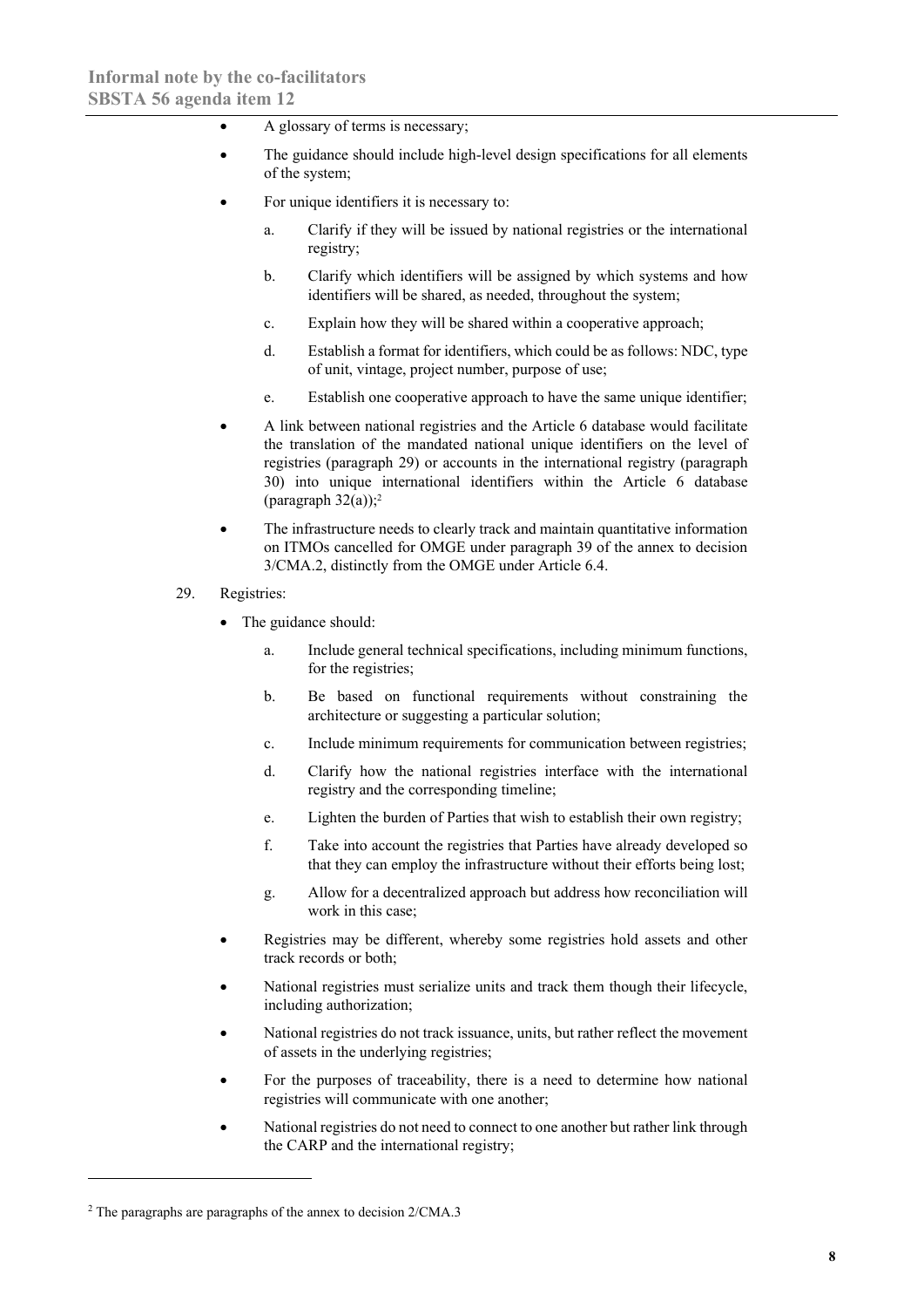- A glossary of terms is necessary;
- The guidance should include high-level design specifications for all elements of the system;
- For unique identifiers it is necessary to:
  a. Clarify if they will be issued by national registries or the international registry;
  b. Clarify which identifiers will be assigned by which systems and how identifiers will be shared, as needed, throughout the system;
  c. Explain how they will be shared within a cooperative approach;
  d. Establish a format for identifiers, which could be as follows: NDC, type of unit, vintage, project number, purpose of use;
  e. Establish one cooperative approach to have the same unique identifier;
- A link between national registries and the Article 6 database would facilitate the translation of the mandated national unique identifiers on the level of registries (paragraph 29) or accounts in the international registry (paragraph 30) into unique international identifiers within the Article 6 database (paragraph 32(a));[2]
- The infrastructure needs to clearly track and maintain quantitative information on ITMOs cancelled for OMGE under paragraph 39 of the annex to decision 3/CMA.2, distinctly from the OMGE under Article 6.4.

29. Registries:

- The guidance should:
  a. Include general technical specifications, including minimum functions, for the registries;
  b. Be based on functional requirements without constraining the architecture or suggesting a particular solution;
  c. Include minimum requirements for communication between registries;
  d. Clarify how the national registries interface with the international registry and the corresponding timeline;
  e. Lighten the burden of Parties that wish to establish their own registry;
  f. Take into account the registries that Parties have already developed so that they can employ the infrastructure without their efforts being lost;
  g. Allow for a decentralized approach but address how reconciliation will work in this case;
- Registries may be different, whereby some registries hold assets and other track records or both;
- National registries must serialize units and track them though their lifecycle, including authorization;
- National registries do not track issuance, units, but rather reflect the movement of assets in the underlying registries;
- For the purposes of traceability, there is a need to determine how national registries will communicate with one another;
- National registries do not need to connect to one another but rather link through the CARP and the international registry;

[2] The paragraphs are paragraphs of the annex to decision 2/CMA.3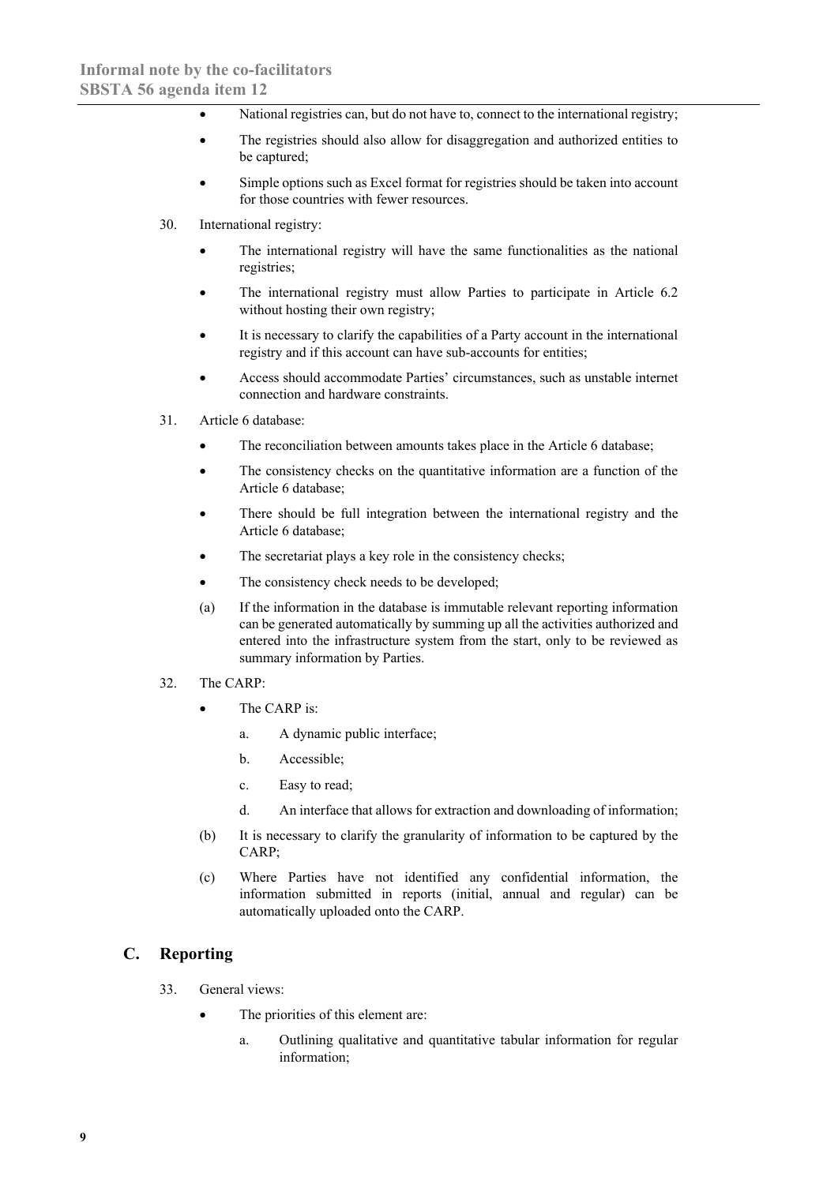- National registries can, but do not have to, connect to the international registry;
- The registries should also allow for disaggregation and authorized entities to be captured;
- Simple options such as Excel format for registries should be taken into account for those countries with fewer resources.

30. International registry:

- The international registry will have the same functionalities as the national registries;
- The international registry must allow Parties to participate in Article 6.2 without hosting their own registry;
- It is necessary to clarify the capabilities of a Party account in the international registry and if this account can have sub-accounts for entities;
- Access should accommodate Parties' circumstances, such as unstable internet connection and hardware constraints.

31. Article 6 database:

- The reconciliation between amounts takes place in the Article 6 database;
- The consistency checks on the quantitative information are a function of the Article 6 database;
- There should be full integration between the international registry and the Article 6 database;
- The secretariat plays a key role in the consistency checks;
- The consistency check needs to be developed;

(a) If the information in the database is immutable relevant reporting information can be generated automatically by summing up all the activities authorized and entered into the infrastructure system from the start, only to be reviewed as summary information by Parties.

32. The CARP:

- The CARP is:
    a. A dynamic public interface;
    b. Accessible;
    c. Easy to read;
    d. An interface that allows for extraction and downloading of information;

(b) It is necessary to clarify the granularity of information to be captured by the CARP;

(c) Where Parties have not identified any confidential information, the information submitted in reports (initial, annual and regular) can be automatically uploaded onto the CARP.

## C. Reporting

33. General views:

- The priorities of this element are:
    a. Outlining qualitative and quantitative tabular information for regular information;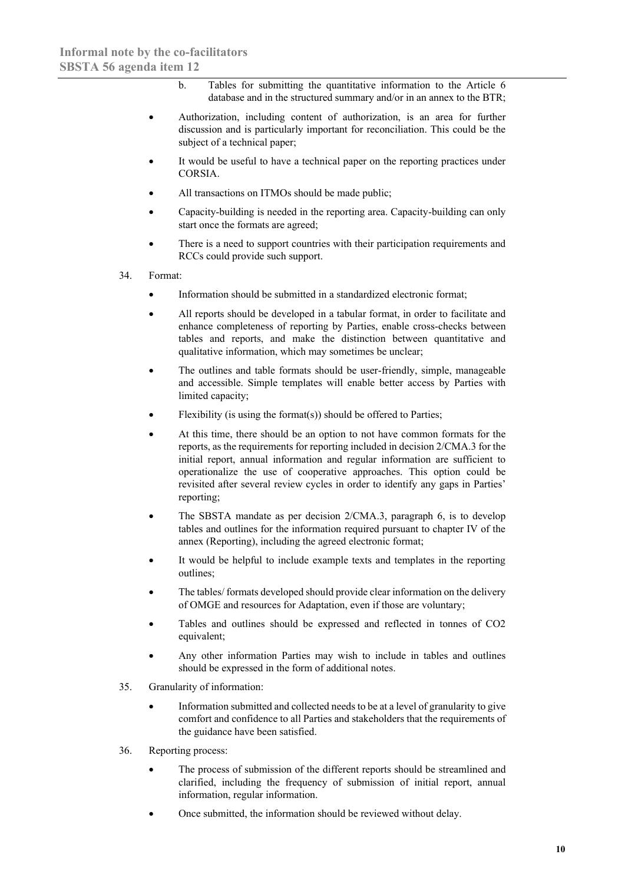b. Tables for submitting the quantitative information to the Article 6 database and in the structured summary and/or in an annex to the BTR;

- Authorization, including content of authorization, is an area for further discussion and is particularly important for reconciliation. This could be the subject of a technical paper;
- It would be useful to have a technical paper on the reporting practices under CORSIA.
- All transactions on ITMOs should be made public;
- Capacity-building is needed in the reporting area. Capacity-building can only start once the formats are agreed;
- There is a need to support countries with their participation requirements and RCCs could provide such support.

34. Format:

- Information should be submitted in a standardized electronic format;
- All reports should be developed in a tabular format, in order to facilitate and enhance completeness of reporting by Parties, enable cross-checks between tables and reports, and make the distinction between quantitative and qualitative information, which may sometimes be unclear;
- The outlines and table formats should be user-friendly, simple, manageable and accessible. Simple templates will enable better access by Parties with limited capacity;
- Flexibility (is using the format(s)) should be offered to Parties;
- At this time, there should be an option to not have common formats for the reports, as the requirements for reporting included in decision 2/CMA.3 for the initial report, annual information and regular information are sufficient to operationalize the use of cooperative approaches. This option could be revisited after several review cycles in order to identify any gaps in Parties' reporting;
- The SBSTA mandate as per decision 2/CMA.3, paragraph 6, is to develop tables and outlines for the information required pursuant to chapter IV of the annex (Reporting), including the agreed electronic format;
- It would be helpful to include example texts and templates in the reporting outlines;
- The tables/ formats developed should provide clear information on the delivery of OMGE and resources for Adaptation, even if those are voluntary;
- Tables and outlines should be expressed and reflected in tonnes of $CO_2$ equivalent;
- Any other information Parties may wish to include in tables and outlines should be expressed in the form of additional notes.

35. Granularity of information:

- Information submitted and collected needs to be at a level of granularity to give comfort and confidence to all Parties and stakeholders that the requirements of the guidance have been satisfied.

36. Reporting process:

- The process of submission of the different reports should be streamlined and clarified, including the frequency of submission of initial report, annual information, regular information.
- Once submitted, the information should be reviewed without delay.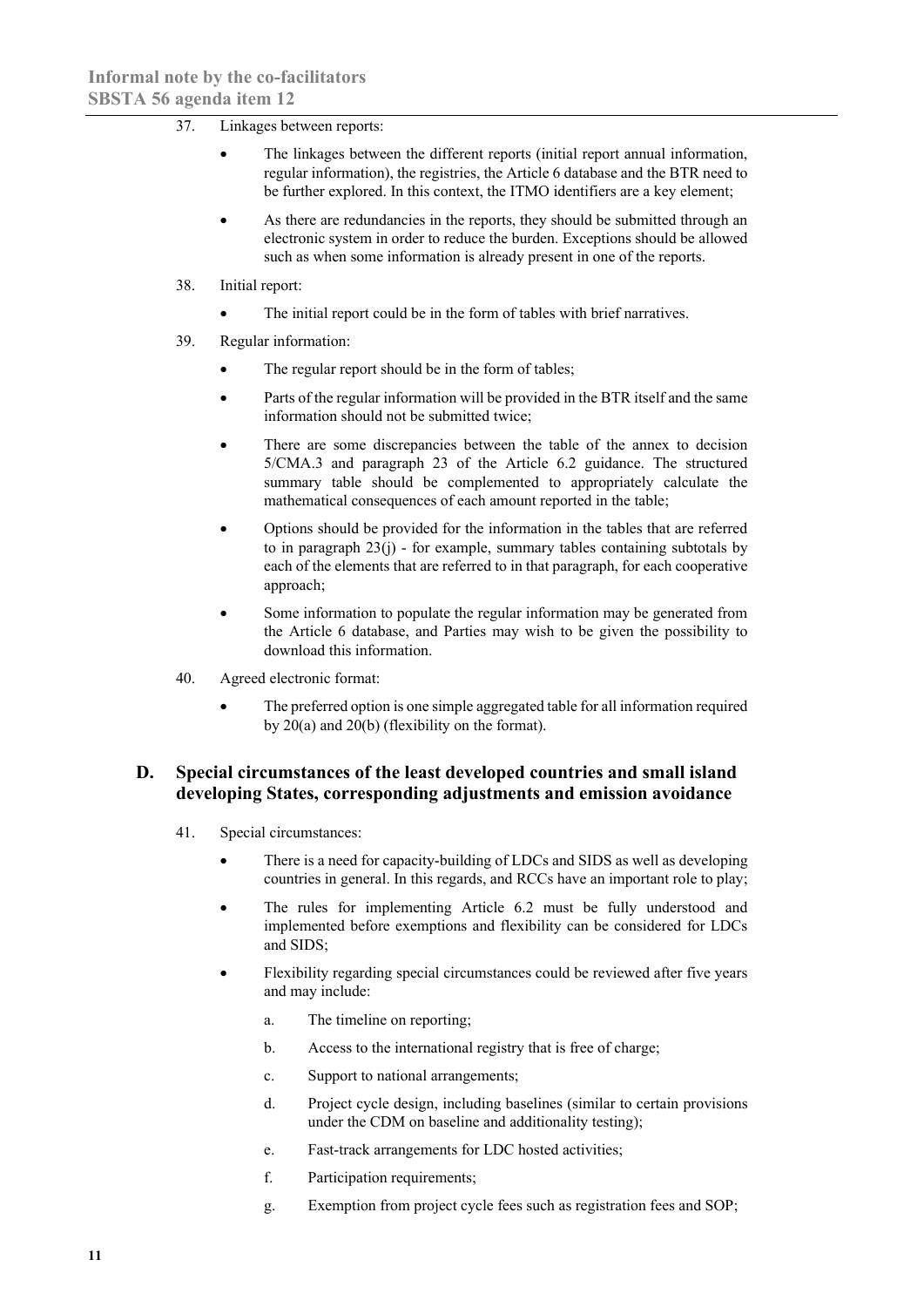37. Linkages between reports:

- The linkages between the different reports (initial report annual information, regular information), the registries, the Article 6 database and the BTR need to be further explored. In this context, the ITMO identifiers are a key element;
- As there are redundancies in the reports, they should be submitted through an electronic system in order to reduce the burden. Exceptions should be allowed such as when some information is already present in one of the reports.

38. Initial report:

- The initial report could be in the form of tables with brief narratives.

39. Regular information:

- The regular report should be in the form of tables;
- Parts of the regular information will be provided in the BTR itself and the same information should not be submitted twice;
- There are some discrepancies between the table of the annex to decision 5/CMA.3 and paragraph 23 of the Article 6.2 guidance. The structured summary table should be complemented to appropriately calculate the mathematical consequences of each amount reported in the table;
- Options should be provided for the information in the tables that are referred to in paragraph 23(j) - for example, summary tables containing subtotals by each of the elements that are referred to in that paragraph, for each cooperative approach;
- Some information to populate the regular information may be generated from the Article 6 database, and Parties may wish to be given the possibility to download this information.

40. Agreed electronic format:

- The preferred option is one simple aggregated table for all information required by 20(a) and 20(b) (flexibility on the format).

## D. Special circumstances of the least developed countries and small island developing States, corresponding adjustments and emission avoidance

41. Special circumstances:

- There is a need for capacity-building of LDCs and SIDS as well as developing countries in general. In this regards, and RCCs have an important role to play;
- The rules for implementing Article 6.2 must be fully understood and implemented before exemptions and flexibility can be considered for LDCs and SIDS;
- Flexibility regarding special circumstances could be reviewed after five years and may include:
    a. The timeline on reporting;
    b. Access to the international registry that is free of charge;
    c. Support to national arrangements;
    d. Project cycle design, including baselines (similar to certain provisions under the CDM on baseline and additionality testing);
    e. Fast-track arrangements for LDC hosted activities;
    f. Participation requirements;
    g. Exemption from project cycle fees such as registration fees and SOP;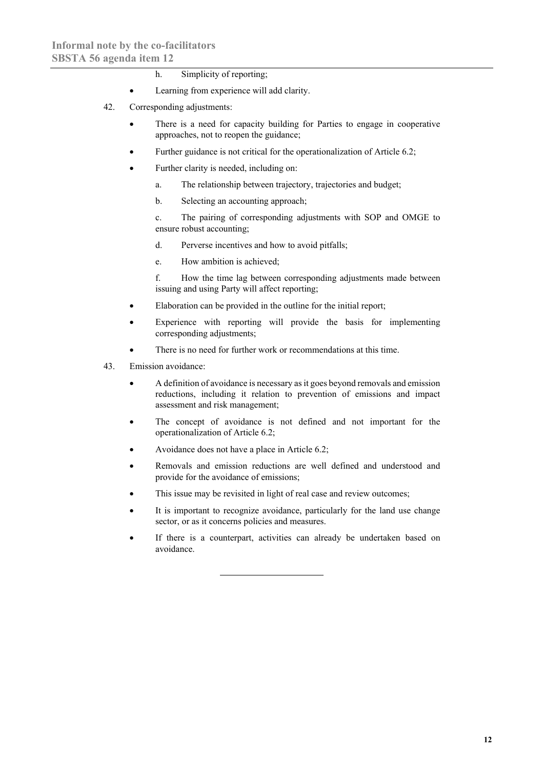h. Simplicity of reporting;

- Learning from experience will add clarity.

42. Corresponding adjustments:

- There is a need for capacity building for Parties to engage in cooperative approaches, not to reopen the guidance;
- Further guidance is not critical for the operationalization of Article 6.2;
- Further clarity is needed, including on:

   a. The relationship between trajectory, trajectories and budget;

   b. Selecting an accounting approach;

   c. The pairing of corresponding adjustments with SOP and OMGE to ensure robust accounting;

   d. Perverse incentives and how to avoid pitfalls;

   e. How ambition is achieved;

   f. How the time lag between corresponding adjustments made between issuing and using Party will affect reporting;

- Elaboration can be provided in the outline for the initial report;
- Experience with reporting will provide the basis for implementing corresponding adjustments;
- There is no need for further work or recommendations at this time.

43. Emission avoidance:

- A definition of avoidance is necessary as it goes beyond removals and emission reductions, including it relation to prevention of emissions and impact assessment and risk management;
- The concept of avoidance is not defined and not important for the operationalization of Article 6.2;
- Avoidance does not have a place in Article 6.2;
- Removals and emission reductions are well defined and understood and provide for the avoidance of emissions;
- This issue may be revisited in light of real case and review outcomes;
- It is important to recognize avoidance, particularly for the land use change sector, or as it concerns policies and measures.
- If there is a counterpart, activities can already be undertaken based on avoidance.